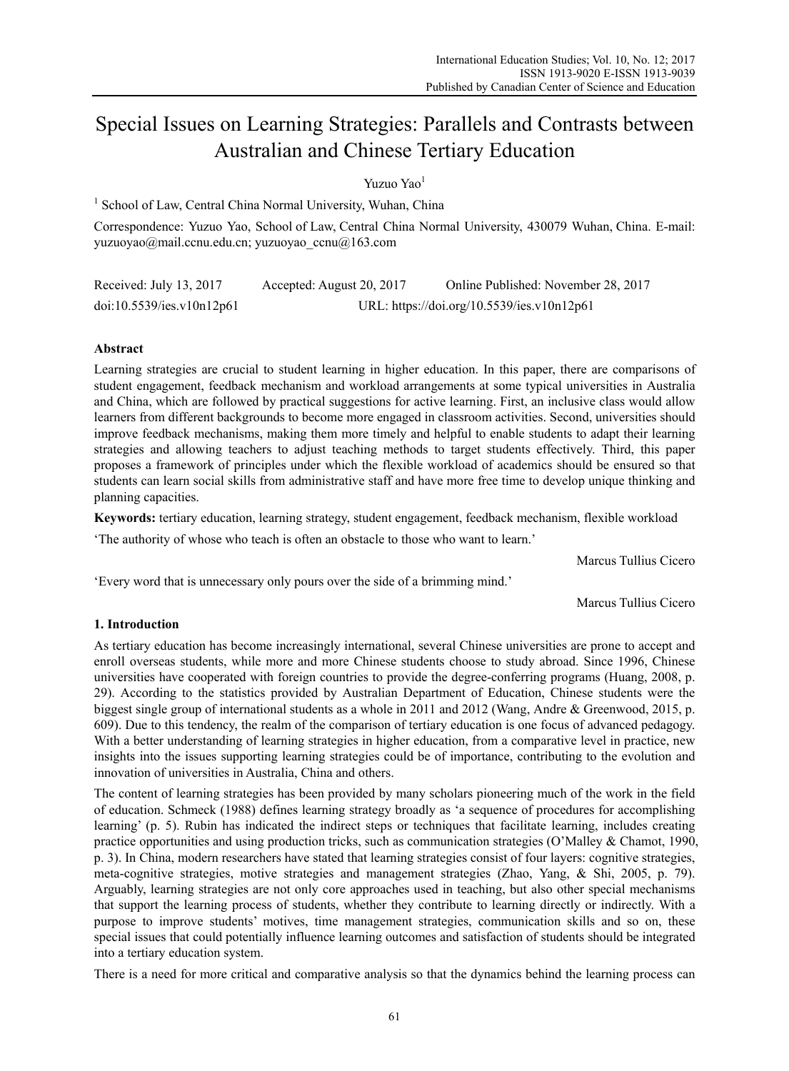# Special Issues on Learning Strategies: Parallels and Contrasts between Australian and Chinese Tertiary Education

Yuzuo Yao[1]

[1] School of Law, Central China Normal University, Wuhan, China

Correspondence: Yuzuo Yao, School of Law, Central China Normal University, 430079 Wuhan, China. E-mail: yuzuoyao@mail.ccnu.edu.cn; yuzuoyao_ccnu@163.com

Received: July 13, 2017 Accepted: August 20, 2017 Online Published: November 28, 2017

doi:10.5539/ies.v10n12p61 URL: https://doi.org/10.5539/ies.v10n12p61

## Abstract

Learning strategies are crucial to student learning in higher education. In this paper, there are comparisons of student engagement, feedback mechanism and workload arrangements at some typical universities in Australia and China, which are followed by practical suggestions for active learning. First, an inclusive class would allow learners from different backgrounds to become more engaged in classroom activities. Second, universities should improve feedback mechanisms, making them more timely and helpful to enable students to adapt their learning strategies and allowing teachers to adjust teaching methods to target students effectively. Third, this paper proposes a framework of principles under which the flexible workload of academics should be ensured so that students can learn social skills from administrative staff and have more free time to develop unique thinking and planning capacities.

**Keywords:** tertiary education, learning strategy, student engagement, feedback mechanism, flexible workload

'The authority of whose who teach is often an obstacle to those who want to learn.'

Marcus Tullius Cicero

'Every word that is unnecessary only pours over the side of a brimming mind.'

Marcus Tullius Cicero

## 1. Introduction

As tertiary education has become increasingly international, several Chinese universities are prone to accept and enroll overseas students, while more and more Chinese students choose to study abroad. Since 1996, Chinese universities have cooperated with foreign countries to provide the degree-conferring programs (Huang, 2008, p. 29). According to the statistics provided by Australian Department of Education, Chinese students were the biggest single group of international students as a whole in 2011 and 2012 (Wang, Andre & Greenwood, 2015, p. 609). Due to this tendency, the realm of the comparison of tertiary education is one focus of advanced pedagogy. With a better understanding of learning strategies in higher education, from a comparative level in practice, new insights into the issues supporting learning strategies could be of importance, contributing to the evolution and innovation of universities in Australia, China and others.

The content of learning strategies has been provided by many scholars pioneering much of the work in the field of education. Schmeck (1988) defines learning strategy broadly as 'a sequence of procedures for accomplishing learning' (p. 5). Rubin has indicated the indirect steps or techniques that facilitate learning, includes creating practice opportunities and using production tricks, such as communication strategies (O'Malley & Chamot, 1990, p. 3). In China, modern researchers have stated that learning strategies consist of four layers: cognitive strategies, meta-cognitive strategies, motive strategies and management strategies (Zhao, Yang, & Shi, 2005, p. 79). Arguably, learning strategies are not only core approaches used in teaching, but also other special mechanisms that support the learning process of students, whether they contribute to learning directly or indirectly. With a purpose to improve students' motives, time management strategies, communication skills and so on, these special issues that could potentially influence learning outcomes and satisfaction of students should be integrated into a tertiary education system.

There is a need for more critical and comparative analysis so that the dynamics behind the learning process can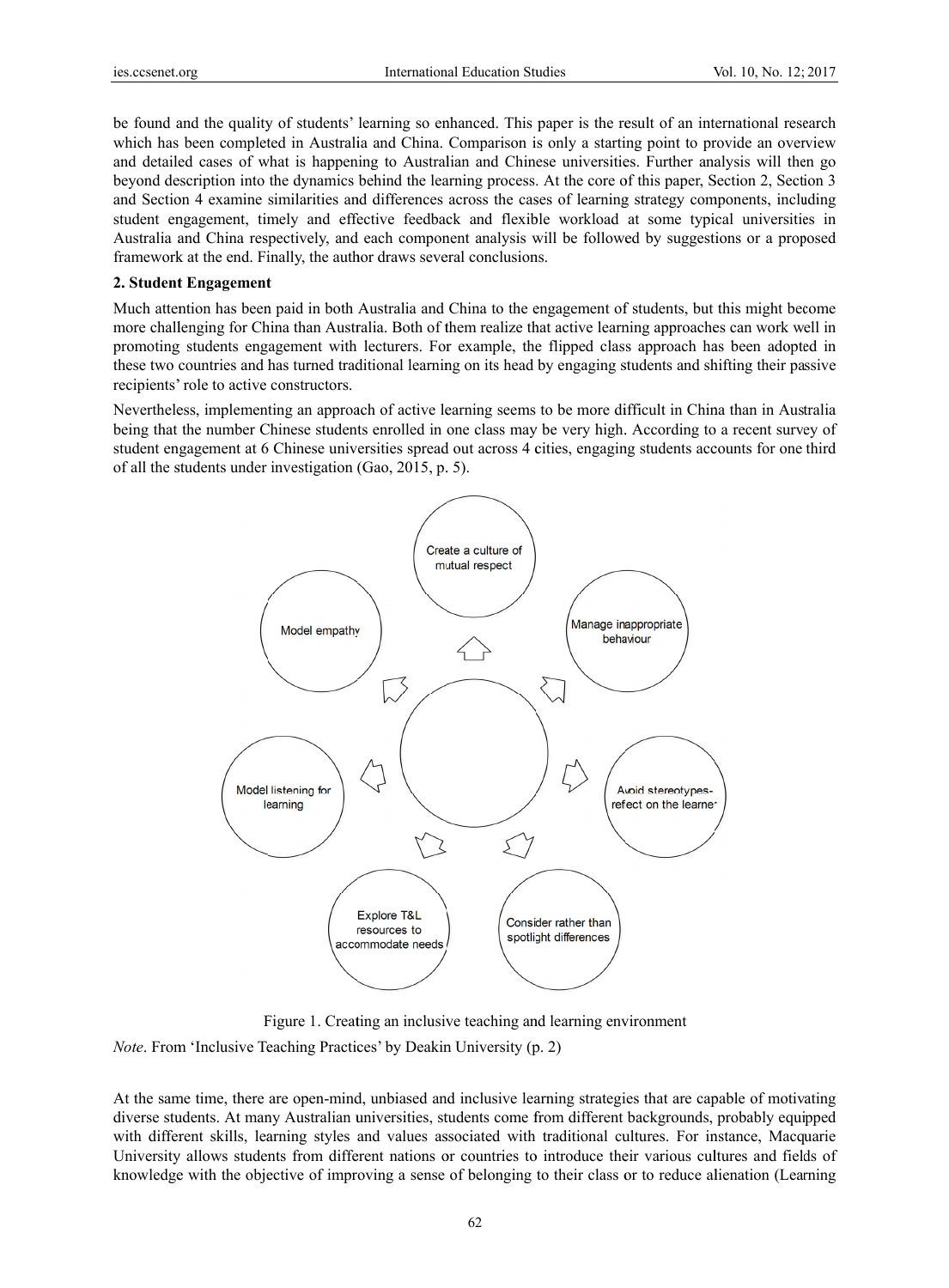be found and the quality of students' learning so enhanced. This paper is the result of an international research which has been completed in Australia and China. Comparison is only a starting point to provide an overview and detailed cases of what is happening to Australian and Chinese universities. Further analysis will then go beyond description into the dynamics behind the learning process. At the core of this paper, Section 2, Section 3 and Section 4 examine similarities and differences across the cases of learning strategy components, including student engagement, timely and effective feedback and flexible workload at some typical universities in Australia and China respectively, and each component analysis will be followed by suggestions or a proposed framework at the end. Finally, the author draws several conclusions.

## 2. Student Engagement

Much attention has been paid in both Australia and China to the engagement of students, but this might become more challenging for China than Australia. Both of them realize that active learning approaches can work well in promoting students engagement with lecturers. For example, the flipped class approach has been adopted in these two countries and has turned traditional learning on its head by engaging students and shifting their passive recipients' role to active constructors.

Nevertheless, implementing an approach of active learning seems to be more difficult in China than in Australia being that the number Chinese students enrolled in one class may be very high. According to a recent survey of student engagement at 6 Chinese universities spread out across 4 cities, engaging students accounts for one third of all the students under investigation (Gao, 2015, p. 5).

Create a culture of mutual respect

Manage inappropriate behaviour

Avoid stereotypes-refect on the learner

Consider rather than spotlight differences

Explore T&L resources to accommodate needs

Model listening for learning

Model empathy

Figure 1. Creating an inclusive teaching and learning environment

*Note*. From 'Inclusive Teaching Practices' by Deakin University (p. 2)

At the same time, there are open-mind, unbiased and inclusive learning strategies that are capable of motivating diverse students. At many Australian universities, students come from different backgrounds, probably equipped with different skills, learning styles and values associated with traditional cultures. For instance, Macquarie University allows students from different nations or countries to introduce their various cultures and fields of knowledge with the objective of improving a sense of belonging to their class or to reduce alienation (Learning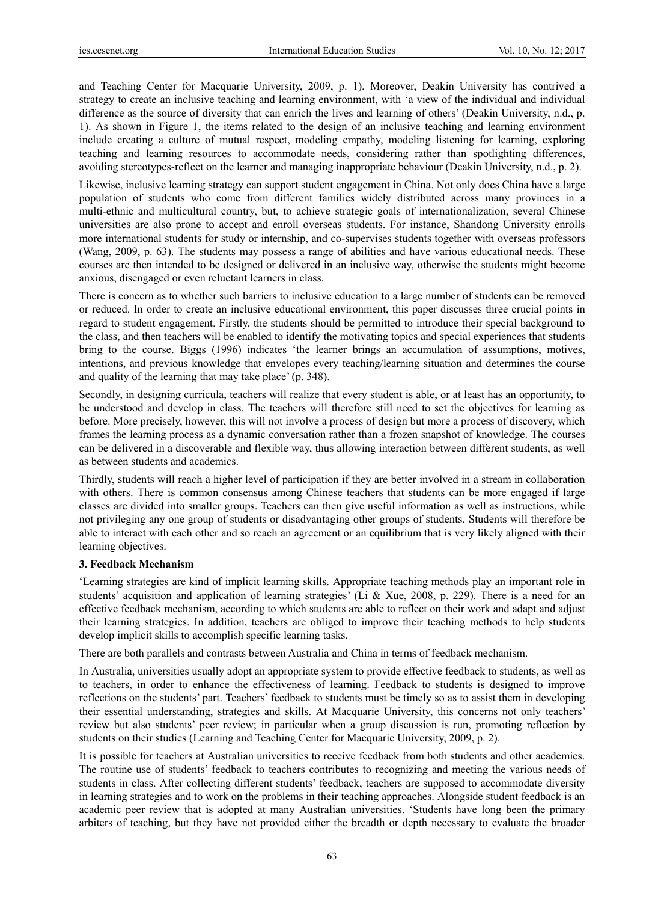and Teaching Center for Macquarie University, 2009, p. 1). Moreover, Deakin University has contrived a strategy to create an inclusive teaching and learning environment, with 'a view of the individual and individual difference as the source of diversity that can enrich the lives and learning of others' (Deakin University, n.d., p. 1). As shown in Figure 1, the items related to the design of an inclusive teaching and learning environment include creating a culture of mutual respect, modeling empathy, modeling listening for learning, exploring teaching and learning resources to accommodate needs, considering rather than spotlighting differences, avoiding stereotypes-reflect on the learner and managing inappropriate behaviour (Deakin University, n.d., p. 2).

Likewise, inclusive learning strategy can support student engagement in China. Not only does China have a large population of students who come from different families widely distributed across many provinces in a multi-ethnic and multicultural country, but, to achieve strategic goals of internationalization, several Chinese universities are also prone to accept and enroll overseas students. For instance, Shandong University enrolls more international students for study or internship, and co-supervises students together with overseas professors (Wang, 2009, p. 63). The students may possess a range of abilities and have various educational needs. These courses are then intended to be designed or delivered in an inclusive way, otherwise the students might become anxious, disengaged or even reluctant learners in class.

There is concern as to whether such barriers to inclusive education to a large number of students can be removed or reduced. In order to create an inclusive educational environment, this paper discusses three crucial points in regard to student engagement. Firstly, the students should be permitted to introduce their special background to the class, and then teachers will be enabled to identify the motivating topics and special experiences that students bring to the course. Biggs (1996) indicates 'the learner brings an accumulation of assumptions, motives, intentions, and previous knowledge that envelopes every teaching/learning situation and determines the course and quality of the learning that may take place' (p. 348).

Secondly, in designing curricula, teachers will realize that every student is able, or at least has an opportunity, to be understood and develop in class. The teachers will therefore still need to set the objectives for learning as before. More precisely, however, this will not involve a process of design but more a process of discovery, which frames the learning process as a dynamic conversation rather than a frozen snapshot of knowledge. The courses can be delivered in a discoverable and flexible way, thus allowing interaction between different students, as well as between students and academics.

Thirdly, students will reach a higher level of participation if they are better involved in a stream in collaboration with others. There is common consensus among Chinese teachers that students can be more engaged if large classes are divided into smaller groups. Teachers can then give useful information as well as instructions, while not privileging any one group of students or disadvantaging other groups of students. Students will therefore be able to interact with each other and so reach an agreement or an equilibrium that is very likely aligned with their learning objectives.

## 3. Feedback Mechanism

'Learning strategies are kind of implicit learning skills. Appropriate teaching methods play an important role in students' acquisition and application of learning strategies' (Li & Xue, 2008, p. 229). There is a need for an effective feedback mechanism, according to which students are able to reflect on their work and adapt and adjust their learning strategies. In addition, teachers are obliged to improve their teaching methods to help students develop implicit skills to accomplish specific learning tasks.

There are both parallels and contrasts between Australia and China in terms of feedback mechanism.

In Australia, universities usually adopt an appropriate system to provide effective feedback to students, as well as to teachers, in order to enhance the effectiveness of learning. Feedback to students is designed to improve reflections on the students' part. Teachers' feedback to students must be timely so as to assist them in developing their essential understanding, strategies and skills. At Macquarie University, this concerns not only teachers' review but also students' peer review; in particular when a group discussion is run, promoting reflection by students on their studies (Learning and Teaching Center for Macquarie University, 2009, p. 2).

It is possible for teachers at Australian universities to receive feedback from both students and other academics. The routine use of students' feedback to teachers contributes to recognizing and meeting the various needs of students in class. After collecting different students' feedback, teachers are supposed to accommodate diversity in learning strategies and to work on the problems in their teaching approaches. Alongside student feedback is an academic peer review that is adopted at many Australian universities. 'Students have long been the primary arbiters of teaching, but they have not provided either the breadth or depth necessary to evaluate the broader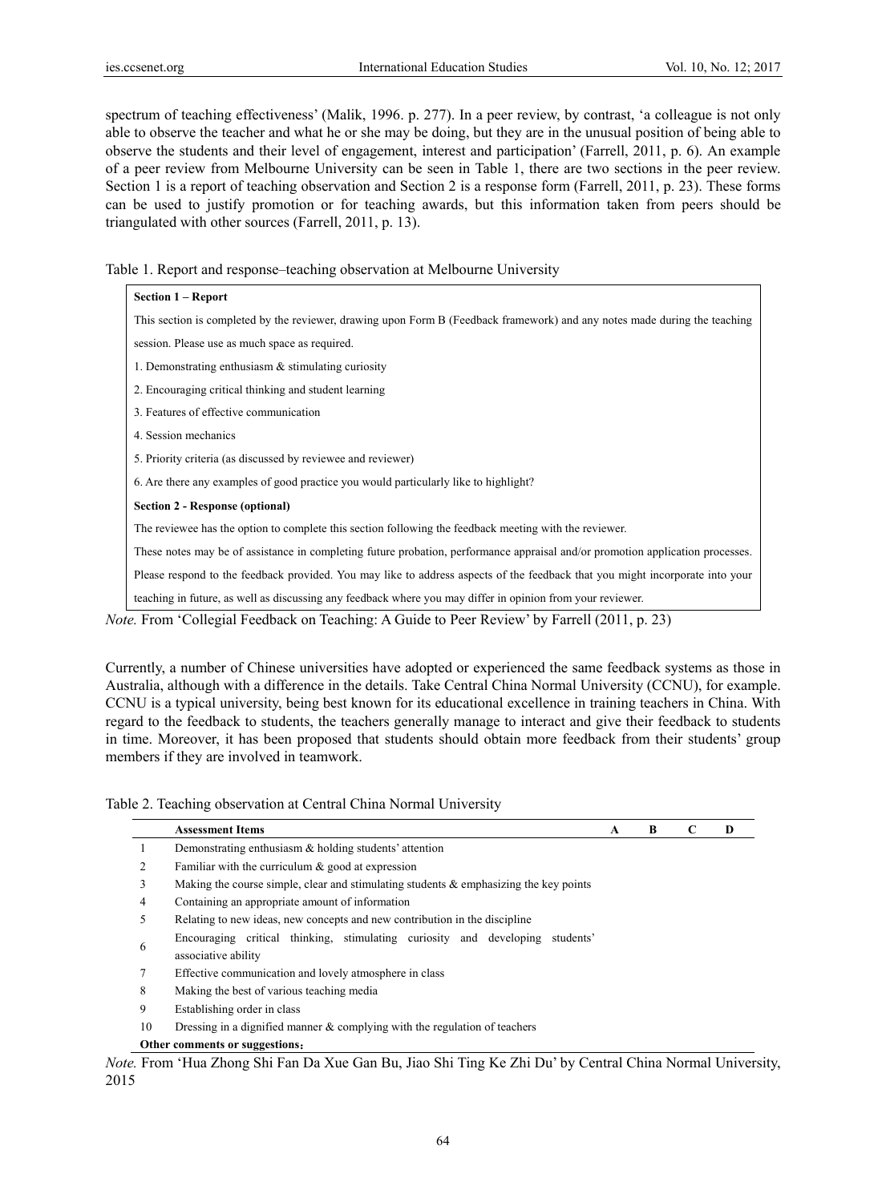spectrum of teaching effectiveness' (Malik, 1996. p. 277). In a peer review, by contrast, 'a colleague is not only able to observe the teacher and what he or she may be doing, but they are in the unusual position of being able to observe the students and their level of engagement, interest and participation' (Farrell, 2011, p. 6). An example of a peer review from Melbourne University can be seen in Table 1, there are two sections in the peer review. Section 1 is a report of teaching observation and Section 2 is a response form (Farrell, 2011, p. 23). These forms can be used to justify promotion or for teaching awards, but this information taken from peers should be triangulated with other sources (Farrell, 2011, p. 13).

Table 1. Report and response–teaching observation at Melbourne University

| **Section 1 – Report** |
|---|
| This section is completed by the reviewer, drawing upon Form B (Feedback framework) and any notes made during the teaching session. Please use as much space as required. |
| 1. Demonstrating enthusiasm & stimulating curiosity |
| 2. Encouraging critical thinking and student learning |
| 3. Features of effective communication |
| 4. Session mechanics |
| 5. Priority criteria (as discussed by reviewee and reviewer) |
| 6. Are there any examples of good practice you would particularly like to highlight? |
| **Section 2 - Response (optional)** |
| The reviewee has the option to complete this section following the feedback meeting with the reviewer. |
| These notes may be of assistance in completing future probation, performance appraisal and/or promotion application processes. |
| Please respond to the feedback provided. You may like to address aspects of the feedback that you might incorporate into your teaching in future, as well as discussing any feedback where you may differ in opinion from your reviewer. |

*Note.* From 'Collegial Feedback on Teaching: A Guide to Peer Review' by Farrell (2011, p. 23)

Currently, a number of Chinese universities have adopted or experienced the same feedback systems as those in Australia, although with a difference in the details. Take Central China Normal University (CCNU), for example. CCNU is a typical university, being best known for its educational excellence in training teachers in China. With regard to the feedback to students, the teachers generally manage to interact and give their feedback to students in time. Moreover, it has been proposed that students should obtain more feedback from their students' group members if they are involved in teamwork.

Table 2. Teaching observation at Central China Normal University

| | **Assessment Items** | **A** | **B** | **C** | **D** |
|---|---|---|---|---|---|
| 1 | Demonstrating enthusiasm & holding students' attention | | | | |
| 2 | Familiar with the curriculum & good at expression | | | | |
| 3 | Making the course simple, clear and stimulating students & emphasizing the key points | | | | |
| 4 | Containing an appropriate amount of information | | | | |
| 5 | Relating to new ideas, new concepts and new contribution in the discipline | | | | |
| 6 | Encouraging critical thinking, stimulating curiosity and developing students' associative ability | | | | |
| 7 | Effective communication and lovely atmosphere in class | | | | |
| 8 | Making the best of various teaching media | | | | |
| 9 | Establishing order in class | | | | |
| 10 | Dressing in a dignified manner & complying with the regulation of teachers | | | | |
| | **Other comments or suggestions：** | | | | |

*Note.* From 'Hua Zhong Shi Fan Da Xue Gan Bu, Jiao Shi Ting Ke Zhi Du' by Central China Normal University, 2015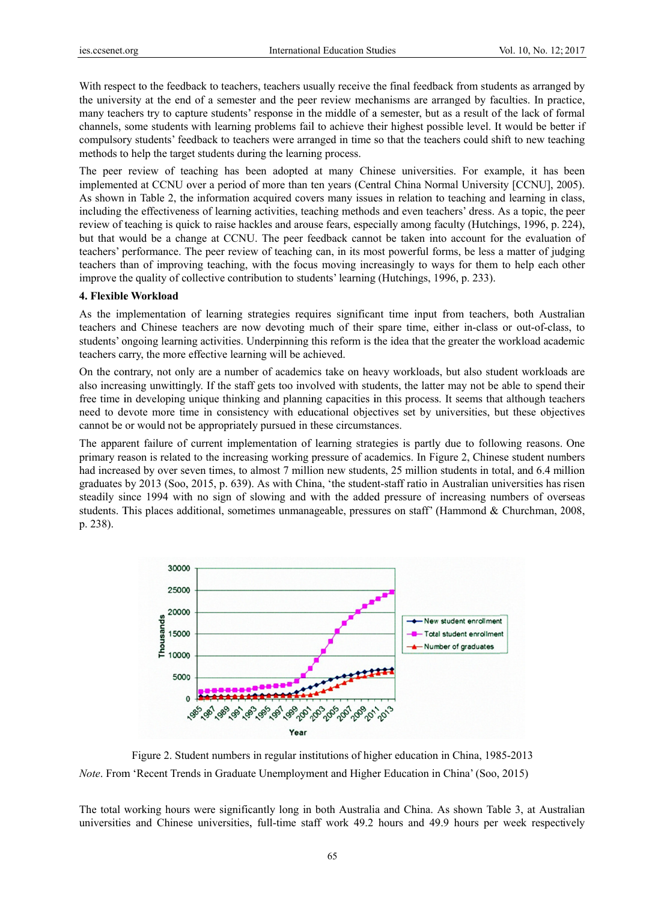With respect to the feedback to teachers, teachers usually receive the final feedback from students as arranged by the university at the end of a semester and the peer review mechanisms are arranged by faculties. In practice, many teachers try to capture students' response in the middle of a semester, but as a result of the lack of formal channels, some students with learning problems fail to achieve their highest possible level. It would be better if compulsory students' feedback to teachers were arranged in time so that the teachers could shift to new teaching methods to help the target students during the learning process.

The peer review of teaching has been adopted at many Chinese universities. For example, it has been implemented at CCNU over a period of more than ten years (Central China Normal University [CCNU], 2005). As shown in Table 2, the information acquired covers many issues in relation to teaching and learning in class, including the effectiveness of learning activities, teaching methods and even teachers' dress. As a topic, the peer review of teaching is quick to raise hackles and arouse fears, especially among faculty (Hutchings, 1996, p. 224), but that would be a change at CCNU. The peer feedback cannot be taken into account for the evaluation of teachers' performance. The peer review of teaching can, in its most powerful forms, be less a matter of judging teachers than of improving teaching, with the focus moving increasingly to ways for them to help each other improve the quality of collective contribution to students' learning (Hutchings, 1996, p. 233).

## 4. Flexible Workload

As the implementation of learning strategies requires significant time input from teachers, both Australian teachers and Chinese teachers are now devoting much of their spare time, either in-class or out-of-class, to students' ongoing learning activities. Underpinning this reform is the idea that the greater the workload academic teachers carry, the more effective learning will be achieved.

On the contrary, not only are a number of academics take on heavy workloads, but also student workloads are also increasing unwittingly. If the staff gets too involved with students, the latter may not be able to spend their free time in developing unique thinking and planning capacities in this process. It seems that although teachers need to devote more time in consistency with educational objectives set by universities, but these objectives cannot be or would not be appropriately pursued in these circumstances.

The apparent failure of current implementation of learning strategies is partly due to following reasons. One primary reason is related to the increasing working pressure of academics. In Figure 2, Chinese student numbers had increased by over seven times, to almost 7 million new students, 25 million students in total, and 6.4 million graduates by 2013 (Soo, 2015, p. 639). As with China, 'the student-staff ratio in Australian universities has risen steadily since 1994 with no sign of slowing and with the added pressure of increasing numbers of overseas students. This places additional, sometimes unmanageable, pressures on staff' (Hammond & Churchman, 2008, p. 238).

Figure 2. Student numbers in regular institutions of higher education in China, 1985-2013

*Note*. From 'Recent Trends in Graduate Unemployment and Higher Education in China' (Soo, 2015)

The total working hours were significantly long in both Australia and China. As shown Table 3, at Australian universities and Chinese universities, full-time staff work 49.2 hours and 49.9 hours per week respectively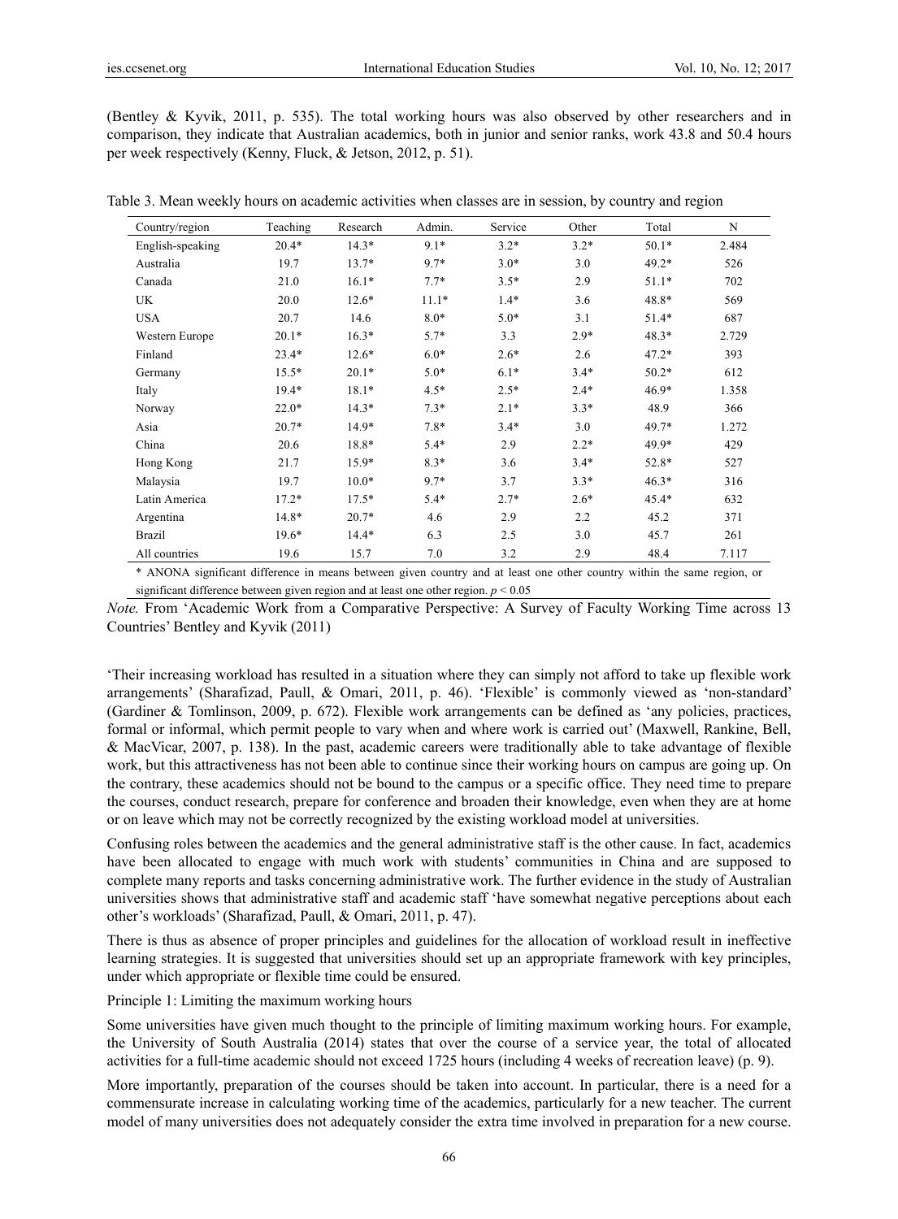(Bentley & Kyvik, 2011, p. 535). The total working hours was also observed by other researchers and in comparison, they indicate that Australian academics, both in junior and senior ranks, work 43.8 and 50.4 hours per week respectively (Kenny, Fluck, & Jetson, 2012, p. 51).

Table 3. Mean weekly hours on academic activities when classes are in session, by country and region

| Country/region | Teaching | Research | Admin. | Service | Other | Total | N |
|---|---|---|---|---|---|---|---|
| English-speaking | 20.4* | 14.3* | 9.1* | 3.2* | 3.2* | 50.1* | 2.484 |
| Australia | 19.7 | 13.7* | 9.7* | 3.0* | 3.0 | 49.2* | 526 |
| Canada | 21.0 | 16.1* | 7.7* | 3.5* | 2.9 | 51.1* | 702 |
| UK | 20.0 | 12.6* | 11.1* | 1.4* | 3.6 | 48.8* | 569 |
| USA | 20.7 | 14.6 | 8.0* | 5.0* | 3.1 | 51.4* | 687 |
| Western Europe | 20.1* | 16.3* | 5.7* | 3.3 | 2.9* | 48.3* | 2.729 |
| Finland | 23.4* | 12.6* | 6.0* | 2.6* | 2.6 | 47.2* | 393 |
| Germany | 15.5* | 20.1* | 5.0* | 6.1* | 3.4* | 50.2* | 612 |
| Italy | 19.4* | 18.1* | 4.5* | 2.5* | 2.4* | 46.9* | 1.358 |
| Norway | 22.0* | 14.3* | 7.3* | 2.1* | 3.3* | 48.9 | 366 |
| Asia | 20.7* | 14.9* | 7.8* | 3.4* | 3.0 | 49.7* | 1.272 |
| China | 20.6 | 18.8* | 5.4* | 2.9 | 2.2* | 49.9* | 429 |
| Hong Kong | 21.7 | 15.9* | 8.3* | 3.6 | 3.4* | 52.8* | 527 |
| Malaysia | 19.7 | 10.0* | 9.7* | 3.7 | 3.3* | 46.3* | 316 |
| Latin America | 17.2* | 17.5* | 5.4* | 2.7* | 2.6* | 45.4* | 632 |
| Argentina | 14.8* | 20.7* | 4.6 | 2.9 | 2.2 | 45.2 | 371 |
| Brazil | 19.6* | 14.4* | 6.3 | 2.5 | 3.0 | 45.7 | 261 |
| All countries | 19.6 | 15.7 | 7.0 | 3.2 | 2.9 | 48.4 | 7.117 |

* ANONA significant difference in means between given country and at least one other country within the same region, or significant difference between given region and at least one other region. $p < 0.05$

*Note.* From 'Academic Work from a Comparative Perspective: A Survey of Faculty Working Time across 13 Countries' Bentley and Kyvik (2011)

'Their increasing workload has resulted in a situation where they can simply not afford to take up flexible work arrangements' (Sharafizad, Paull, & Omari, 2011, p. 46). 'Flexible' is commonly viewed as 'non-standard' (Gardiner & Tomlinson, 2009, p. 672). Flexible work arrangements can be defined as 'any policies, practices, formal or informal, which permit people to vary when and where work is carried out' (Maxwell, Rankine, Bell, & MacVicar, 2007, p. 138). In the past, academic careers were traditionally able to take advantage of flexible work, but this attractiveness has not been able to continue since their working hours on campus are going up. On the contrary, these academics should not be bound to the campus or a specific office. They need time to prepare the courses, conduct research, prepare for conference and broaden their knowledge, even when they are at home or on leave which may not be correctly recognized by the existing workload model at universities.

Confusing roles between the academics and the general administrative staff is the other cause. In fact, academics have been allocated to engage with much work with students' communities in China and are supposed to complete many reports and tasks concerning administrative work. The further evidence in the study of Australian universities shows that administrative staff and academic staff 'have somewhat negative perceptions about each other's workloads' (Sharafizad, Paull, & Omari, 2011, p. 47).

There is thus as absence of proper principles and guidelines for the allocation of workload result in ineffective learning strategies. It is suggested that universities should set up an appropriate framework with key principles, under which appropriate or flexible time could be ensured.

Principle 1: Limiting the maximum working hours

Some universities have given much thought to the principle of limiting maximum working hours. For example, the University of South Australia (2014) states that over the course of a service year, the total of allocated activities for a full-time academic should not exceed 1725 hours (including 4 weeks of recreation leave) (p. 9).

More importantly, preparation of the courses should be taken into account. In particular, there is a need for a commensurate increase in calculating working time of the academics, particularly for a new teacher. The current model of many universities does not adequately consider the extra time involved in preparation for a new course.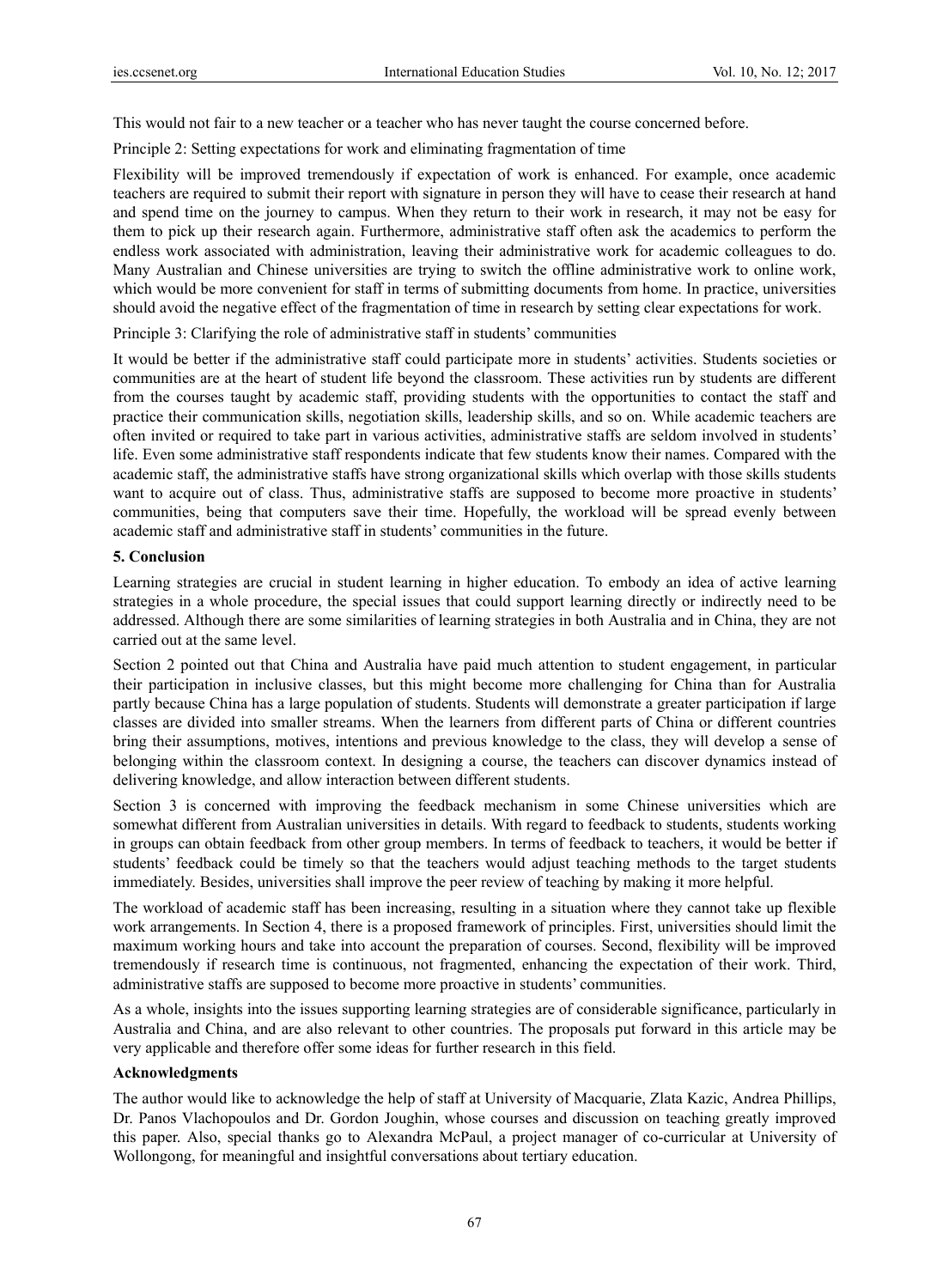This would not fair to a new teacher or a teacher who has never taught the course concerned before.

Principle 2: Setting expectations for work and eliminating fragmentation of time

Flexibility will be improved tremendously if expectation of work is enhanced. For example, once academic teachers are required to submit their report with signature in person they will have to cease their research at hand and spend time on the journey to campus. When they return to their work in research, it may not be easy for them to pick up their research again. Furthermore, administrative staff often ask the academics to perform the endless work associated with administration, leaving their administrative work for academic colleagues to do. Many Australian and Chinese universities are trying to switch the offline administrative work to online work, which would be more convenient for staff in terms of submitting documents from home. In practice, universities should avoid the negative effect of the fragmentation of time in research by setting clear expectations for work.

Principle 3: Clarifying the role of administrative staff in students' communities

It would be better if the administrative staff could participate more in students' activities. Students societies or communities are at the heart of student life beyond the classroom. These activities run by students are different from the courses taught by academic staff, providing students with the opportunities to contact the staff and practice their communication skills, negotiation skills, leadership skills, and so on. While academic teachers are often invited or required to take part in various activities, administrative staffs are seldom involved in students' life. Even some administrative staff respondents indicate that few students know their names. Compared with the academic staff, the administrative staffs have strong organizational skills which overlap with those skills students want to acquire out of class. Thus, administrative staffs are supposed to become more proactive in students' communities, being that computers save their time. Hopefully, the workload will be spread evenly between academic staff and administrative staff in students' communities in the future.

## 5. Conclusion

Learning strategies are crucial in student learning in higher education. To embody an idea of active learning strategies in a whole procedure, the special issues that could support learning directly or indirectly need to be addressed. Although there are some similarities of learning strategies in both Australia and in China, they are not carried out at the same level.

Section 2 pointed out that China and Australia have paid much attention to student engagement, in particular their participation in inclusive classes, but this might become more challenging for China than for Australia partly because China has a large population of students. Students will demonstrate a greater participation if large classes are divided into smaller streams. When the learners from different parts of China or different countries bring their assumptions, motives, intentions and previous knowledge to the class, they will develop a sense of belonging within the classroom context. In designing a course, the teachers can discover dynamics instead of delivering knowledge, and allow interaction between different students.

Section 3 is concerned with improving the feedback mechanism in some Chinese universities which are somewhat different from Australian universities in details. With regard to feedback to students, students working in groups can obtain feedback from other group members. In terms of feedback to teachers, it would be better if students' feedback could be timely so that the teachers would adjust teaching methods to the target students immediately. Besides, universities shall improve the peer review of teaching by making it more helpful.

The workload of academic staff has been increasing, resulting in a situation where they cannot take up flexible work arrangements. In Section 4, there is a proposed framework of principles. First, universities should limit the maximum working hours and take into account the preparation of courses. Second, flexibility will be improved tremendously if research time is continuous, not fragmented, enhancing the expectation of their work. Third, administrative staffs are supposed to become more proactive in students' communities.

As a whole, insights into the issues supporting learning strategies are of considerable significance, particularly in Australia and China, and are also relevant to other countries. The proposals put forward in this article may be very applicable and therefore offer some ideas for further research in this field.

## Acknowledgments

The author would like to acknowledge the help of staff at University of Macquarie, Zlata Kazic, Andrea Phillips, Dr. Panos Vlachopoulos and Dr. Gordon Joughin, whose courses and discussion on teaching greatly improved this paper. Also, special thanks go to Alexandra McPaul, a project manager of co-curricular at University of Wollongong, for meaningful and insightful conversations about tertiary education.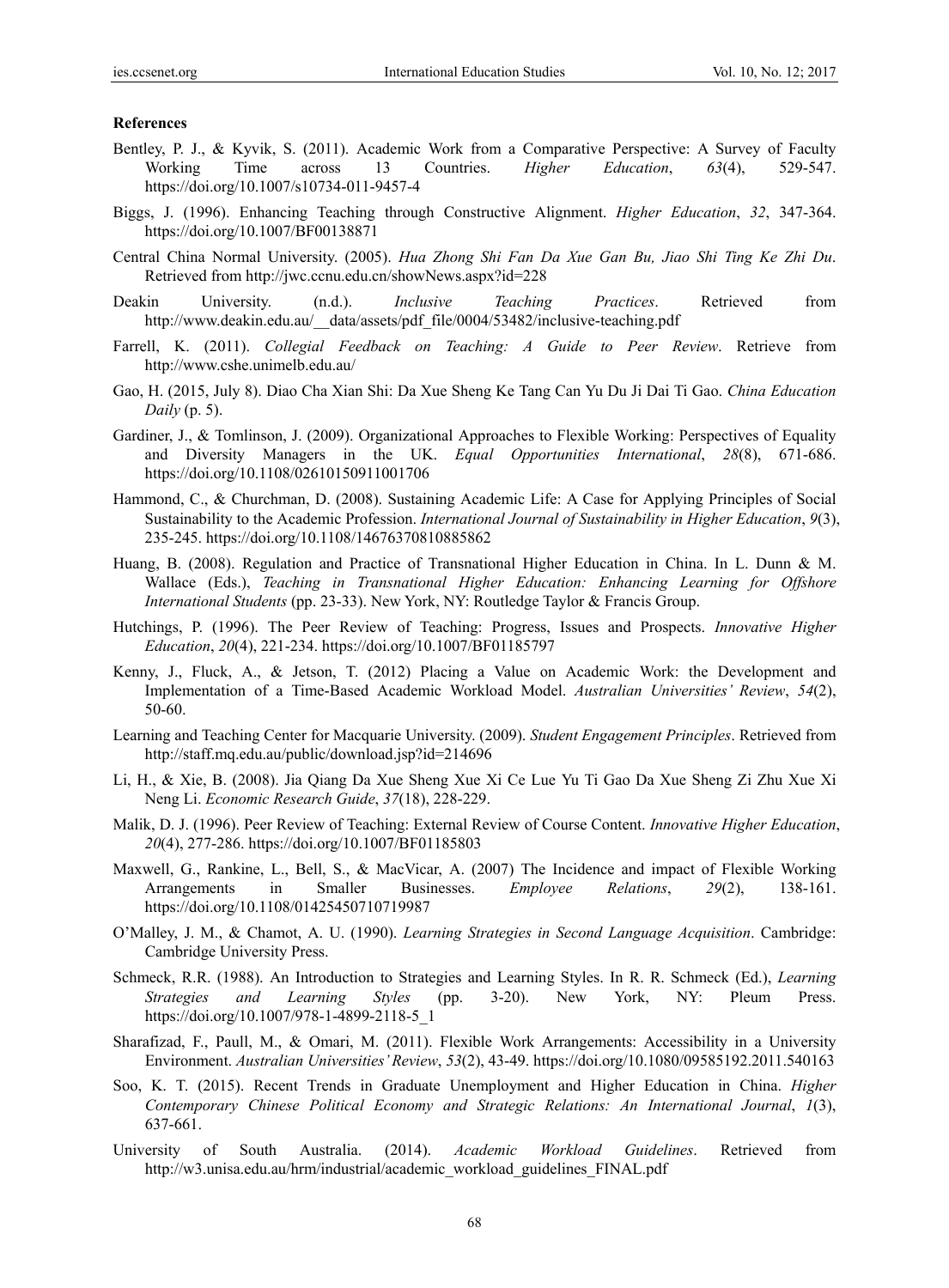## References

Bentley, P. J., & Kyvik, S. (2011). Academic Work from a Comparative Perspective: A Survey of Faculty Working Time across 13 Countries. *Higher Education*, *63*(4), 529-547. https://doi.org/10.1007/s10734-011-9457-4

Biggs, J. (1996). Enhancing Teaching through Constructive Alignment. *Higher Education*, *32*, 347-364. https://doi.org/10.1007/BF00138871

Central China Normal University. (2005). *Hua Zhong Shi Fan Da Xue Gan Bu, Jiao Shi Ting Ke Zhi Du*. Retrieved from http://jwc.ccnu.edu.cn/showNews.aspx?id=228

Deakin University. (n.d.). *Inclusive Teaching Practices*. Retrieved from http://www.deakin.edu.au/__data/assets/pdf_file/0004/53482/inclusive-teaching.pdf

Farrell, K. (2011). *Collegial Feedback on Teaching: A Guide to Peer Review*. Retrieve from http://www.cshe.unimelb.edu.au/

Gao, H. (2015, July 8). Diao Cha Xian Shi: Da Xue Sheng Ke Tang Can Yu Du Ji Dai Ti Gao. *China Education Daily* (p. 5).

Gardiner, J., & Tomlinson, J. (2009). Organizational Approaches to Flexible Working: Perspectives of Equality and Diversity Managers in the UK. *Equal Opportunities International*, *28*(8), 671-686. https://doi.org/10.1108/02610150911001706

Hammond, C., & Churchman, D. (2008). Sustaining Academic Life: A Case for Applying Principles of Social Sustainability to the Academic Profession. *International Journal of Sustainability in Higher Education*, *9*(3), 235-245. https://doi.org/10.1108/14676370810885862

Huang, B. (2008). Regulation and Practice of Transnational Higher Education in China. In L. Dunn & M. Wallace (Eds.), *Teaching in Transnational Higher Education: Enhancing Learning for Offshore International Students* (pp. 23-33). New York, NY: Routledge Taylor & Francis Group.

Hutchings, P. (1996). The Peer Review of Teaching: Progress, Issues and Prospects. *Innovative Higher Education*, *20*(4), 221-234. https://doi.org/10.1007/BF01185797

Kenny, J., Fluck, A., & Jetson, T. (2012) Placing a Value on Academic Work: the Development and Implementation of a Time-Based Academic Workload Model. *Australian Universities' Review*, *54*(2), 50-60.

Learning and Teaching Center for Macquarie University. (2009). *Student Engagement Principles*. Retrieved from http://staff.mq.edu.au/public/download.jsp?id=214696

Li, H., & Xie, B. (2008). Jia Qiang Da Xue Sheng Xue Xi Ce Lue Yu Ti Gao Da Xue Sheng Zi Zhu Xue Xi Neng Li. *Economic Research Guide*, *37*(18), 228-229.

Malik, D. J. (1996). Peer Review of Teaching: External Review of Course Content. *Innovative Higher Education*, *20*(4), 277-286. https://doi.org/10.1007/BF01185803

Maxwell, G., Rankine, L., Bell, S., & MacVicar, A. (2007) The Incidence and impact of Flexible Working Arrangements in Smaller Businesses. *Employee Relations*, *29*(2), 138-161. https://doi.org/10.1108/01425450710719987

O'Malley, J. M., & Chamot, A. U. (1990). *Learning Strategies in Second Language Acquisition*. Cambridge: Cambridge University Press.

Schmeck, R.R. (1988). An Introduction to Strategies and Learning Styles. In R. R. Schmeck (Ed.), *Learning Strategies and Learning Styles* (pp. 3-20). New York, NY: Pleum Press. https://doi.org/10.1007/978-1-4899-2118-5_1

Sharafizad, F., Paull, M., & Omari, M. (2011). Flexible Work Arrangements: Accessibility in a University Environment. *Australian Universities' Review*, *53*(2), 43-49. https://doi.org/10.1080/09585192.2011.540163

Soo, K. T. (2015). Recent Trends in Graduate Unemployment and Higher Education in China. *Higher Contemporary Chinese Political Economy and Strategic Relations: An International Journal*, *1*(3), 637-661.

University of South Australia. (2014). *Academic Workload Guidelines*. Retrieved from http://w3.unisa.edu.au/hrm/industrial/academic_workload_guidelines_FINAL.pdf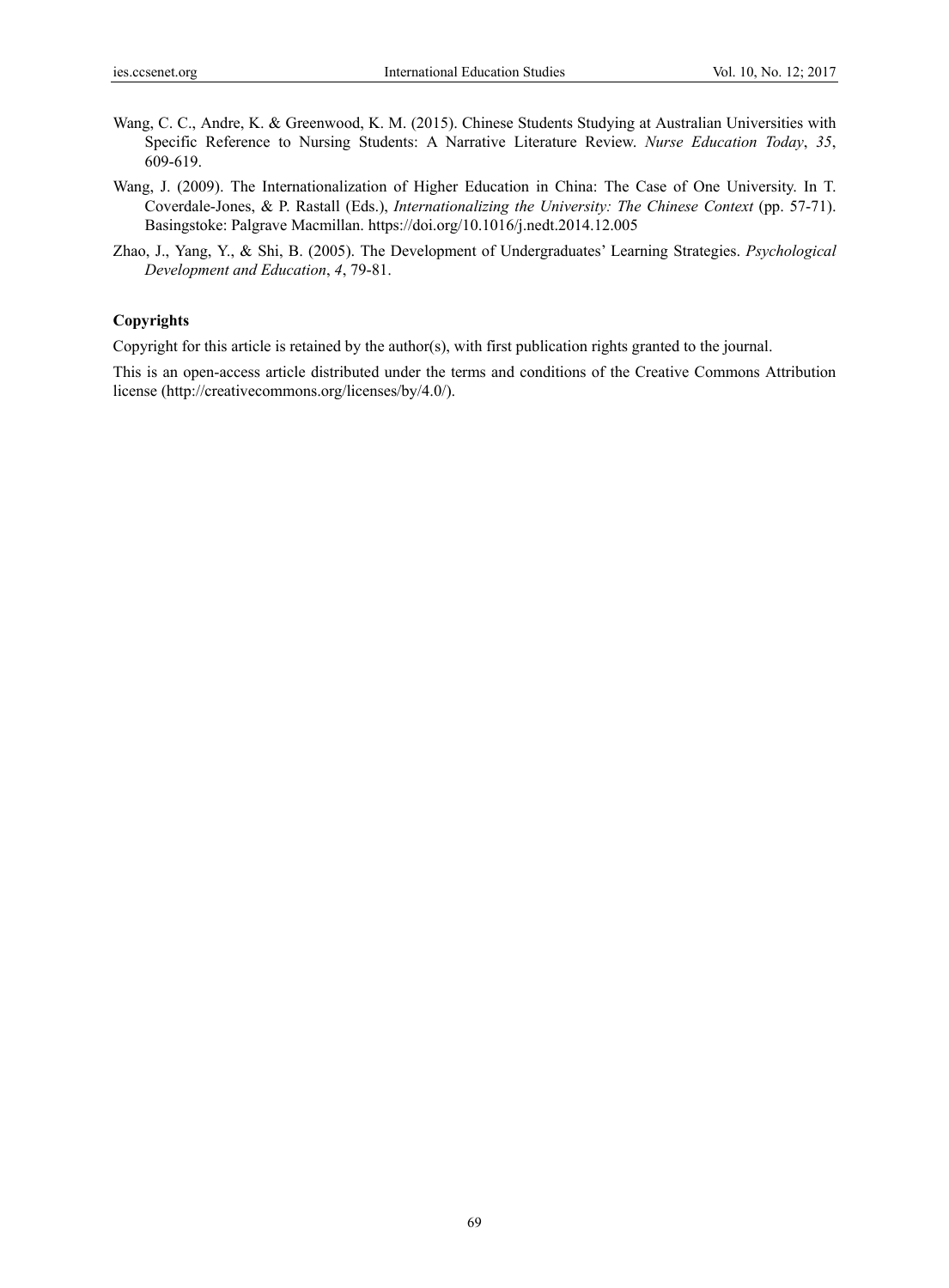Wang, C. C., Andre, K. & Greenwood, K. M. (2015). Chinese Students Studying at Australian Universities with Specific Reference to Nursing Students: A Narrative Literature Review. *Nurse Education Today*, *35*, 609-619.

Wang, J. (2009). The Internationalization of Higher Education in China: The Case of One University. In T. Coverdale-Jones, & P. Rastall (Eds.), *Internationalizing the University: The Chinese Context* (pp. 57-71). Basingstoke: Palgrave Macmillan. https://doi.org/10.1016/j.nedt.2014.12.005

Zhao, J., Yang, Y., & Shi, B. (2005). The Development of Undergraduates' Learning Strategies. *Psychological Development and Education*, *4*, 79-81.

**Copyrights**

Copyright for this article is retained by the author(s), with first publication rights granted to the journal.

This is an open-access article distributed under the terms and conditions of the Creative Commons Attribution license (http://creativecommons.org/licenses/by/4.0/).